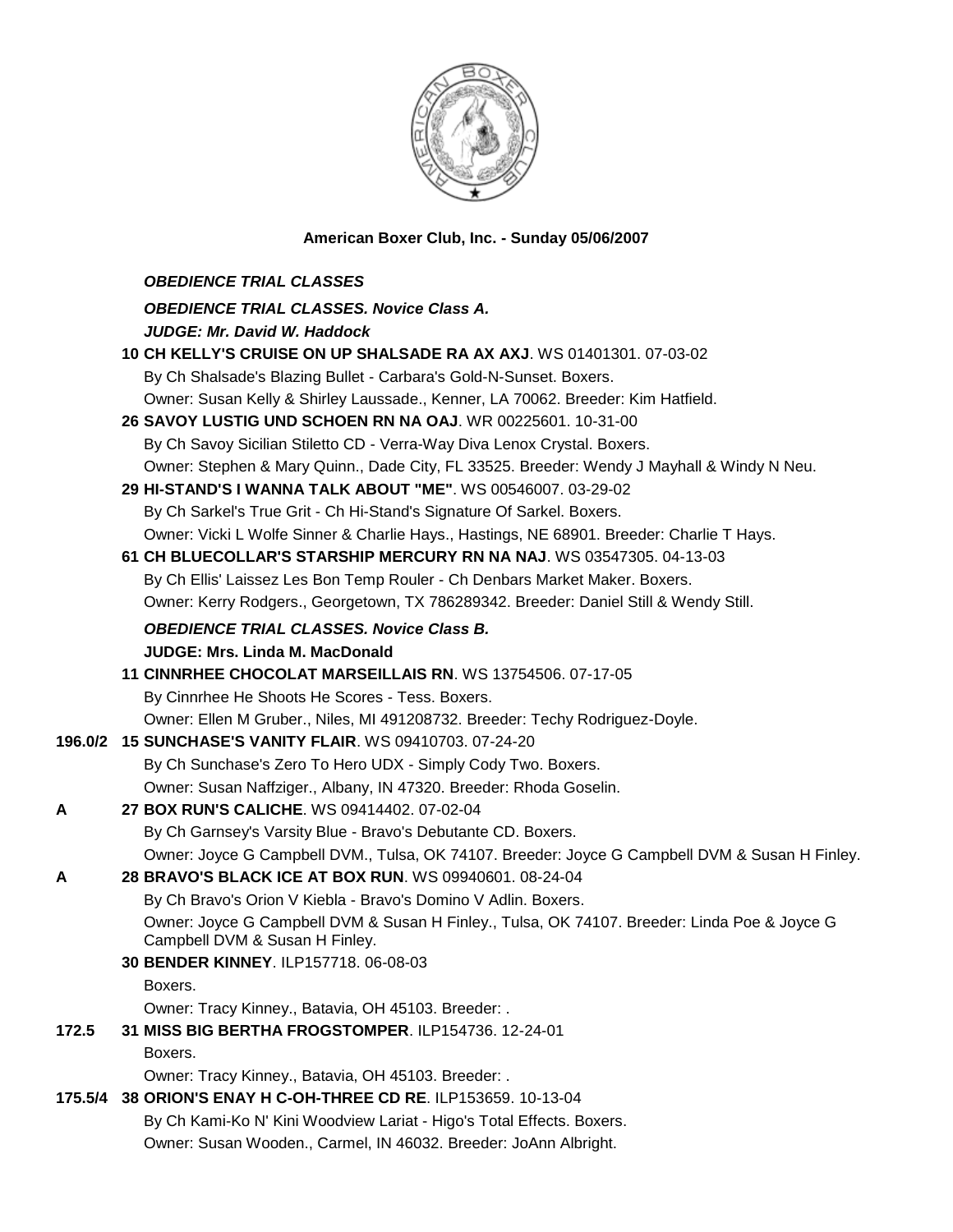**American Boxer Club, Inc. - Sunday 05/06/2007**

***OBEDIENCE TRIAL CLASSES***

***OBEDIENCE TRIAL CLASSES. Novice Class A.***

***JUDGE: Mr. David W. Haddock***

**10 CH KELLY'S CRUISE ON UP SHALSADE RA AX AXJ**. WS 01401301. 07-03-02
By Ch Shalsade's Blazing Bullet - Carbara's Gold-N-Sunset. Boxers.
Owner: Susan Kelly & Shirley Laussade., Kenner, LA 70062. Breeder: Kim Hatfield.

**26 SAVOY LUSTIG UND SCHOEN RN NA OAJ**. WR 00225601. 10-31-00
By Ch Savoy Sicilian Stiletto CD - Verra-Way Diva Lenox Crystal. Boxers.
Owner: Stephen & Mary Quinn., Dade City, FL 33525. Breeder: Wendy J Mayhall & Windy N Neu.

**29 HI-STAND'S I WANNA TALK ABOUT "ME"**. WS 00546007. 03-29-02
By Ch Sarkel's True Grit - Ch Hi-Stand's Signature Of Sarkel. Boxers.
Owner: Vicki L Wolfe Sinner & Charlie Hays., Hastings, NE 68901. Breeder: Charlie T Hays.

**61 CH BLUECOLLAR'S STARSHIP MERCURY RN NA NAJ**. WS 03547305. 04-13-03
By Ch Ellis' Laissez Les Bon Temp Rouler - Ch Denbars Market Maker. Boxers.
Owner: Kerry Rodgers., Georgetown, TX 786289342. Breeder: Daniel Still & Wendy Still.

***OBEDIENCE TRIAL CLASSES. Novice Class B.***

**JUDGE: Mrs. Linda M. MacDonald**

**11 CINNRHEE CHOCOLAT MARSEILLAIS RN**. WS 13754506. 07-17-05
By Cinnrhee He Shoots He Scores - Tess. Boxers.
Owner: Ellen M Gruber., Niles, MI 491208732. Breeder: Techy Rodriguez-Doyle.

**196.0/2** **15 SUNCHASE'S VANITY FLAIR**. WS 09410703. 07-24-20
By Ch Sunchase's Zero To Hero UDX - Simply Cody Two. Boxers.
Owner: Susan Naffziger., Albany, IN 47320. Breeder: Rhoda Goselin.

**A** **27 BOX RUN'S CALICHE**. WS 09414402. 07-02-04
By Ch Garnsey's Varsity Blue - Bravo's Debutante CD. Boxers.
Owner: Joyce G Campbell DVM., Tulsa, OK 74107. Breeder: Joyce G Campbell DVM & Susan H Finley.

**A** **28 BRAVO'S BLACK ICE AT BOX RUN**. WS 09940601. 08-24-04
By Ch Bravo's Orion V Kiebla - Bravo's Domino V Adlin. Boxers.
Owner: Joyce G Campbell DVM & Susan H Finley., Tulsa, OK 74107. Breeder: Linda Poe & Joyce G Campbell DVM & Susan H Finley.

**30 BENDER KINNEY**. ILP157718. 06-08-03
Boxers.
Owner: Tracy Kinney., Batavia, OH 45103. Breeder: .

**172.5** **31 MISS BIG BERTHA FROGSTOMPER**. ILP154736. 12-24-01
Boxers.
Owner: Tracy Kinney., Batavia, OH 45103. Breeder: .

**175.5/4** **38 ORION'S ENAY H C-OH-THREE CD RE**. ILP153659. 10-13-04
By Ch Kami-Ko N' Kini Woodview Lariat - Higo's Total Effects. Boxers.
Owner: Susan Wooden., Carmel, IN 46032. Breeder: JoAnn Albright.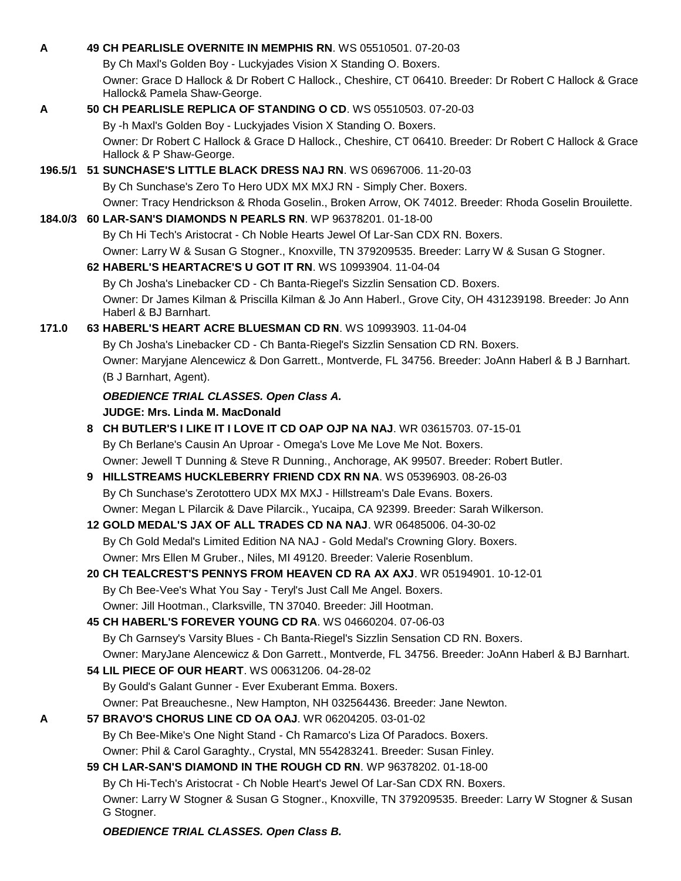**A** **49 CH PEARLISLE OVERNITE IN MEMPHIS RN**. WS 05510501. 07-20-03
By Ch Maxl's Golden Boy - Luckyjades Vision X Standing O. Boxers.
Owner: Grace D Hallock & Dr Robert C Hallock., Cheshire, CT 06410. Breeder: Dr Robert C Hallock & Grace Hallock& Pamela Shaw-George.

**A** **50 CH PEARLISLE REPLICA OF STANDING O CD**. WS 05510503. 07-20-03
By -h Maxl's Golden Boy - Luckyjades Vision X Standing O. Boxers.
Owner: Dr Robert C Hallock & Grace D Hallock., Cheshire, CT 06410. Breeder: Dr Robert C Hallock & Grace Hallock & P Shaw-George.

**196.5/1** **51 SUNCHASE'S LITTLE BLACK DRESS NAJ RN**. WS 06967006. 11-20-03
By Ch Sunchase's Zero To Hero UDX MX MXJ RN - Simply Cher. Boxers.
Owner: Tracy Hendrickson & Rhoda Goselin., Broken Arrow, OK 74012. Breeder: Rhoda Goselin Brouilette.

**184.0/3** **60 LAR-SAN'S DIAMONDS N PEARLS RN**. WP 96378201. 01-18-00
By Ch Hi Tech's Aristocrat - Ch Noble Hearts Jewel Of Lar-San CDX RN. Boxers.
Owner: Larry W & Susan G Stogner., Knoxville, TN 379209535. Breeder: Larry W & Susan G Stogner.

**62 HABERL'S HEARTACRE'S U GOT IT RN**. WS 10993904. 11-04-04
By Ch Josha's Linebacker CD - Ch Banta-Riegel's Sizzlin Sensation CD. Boxers.
Owner: Dr James Kilman & Priscilla Kilman & Jo Ann Haberl., Grove City, OH 431239198. Breeder: Jo Ann Haberl & BJ Barnhart.

**171.0** **63 HABERL'S HEART ACRE BLUESMAN CD RN**. WS 10993903. 11-04-04
By Ch Josha's Linebacker CD - Ch Banta-Riegel's Sizzlin Sensation CD RN. Boxers.
Owner: Maryjane Alencewicz & Don Garrett., Montverde, FL 34756. Breeder: JoAnn Haberl & B J Barnhart. (B J Barnhart, Agent).

***OBEDIENCE TRIAL CLASSES. Open Class A.***

**JUDGE: Mrs. Linda M. MacDonald**

**8 CH BUTLER'S I LIKE IT I LOVE IT CD OAP OJP NA NAJ**. WR 03615703. 07-15-01
By Ch Berlane's Causin An Uproar - Omega's Love Me Love Me Not. Boxers.
Owner: Jewell T Dunning & Steve R Dunning., Anchorage, AK 99507. Breeder: Robert Butler.

**9 HILLSTREAMS HUCKLEBERRY FRIEND CDX RN NA**. WS 05396903. 08-26-03
By Ch Sunchase's Zerotottero UDX MX MXJ - Hillstream's Dale Evans. Boxers.
Owner: Megan L Pilarcik & Dave Pilarcik., Yucaipa, CA 92399. Breeder: Sarah Wilkerson.

**12 GOLD MEDAL'S JAX OF ALL TRADES CD NA NAJ**. WR 06485006. 04-30-02
By Ch Gold Medal's Limited Edition NA NAJ - Gold Medal's Crowning Glory. Boxers.
Owner: Mrs Ellen M Gruber., Niles, MI 49120. Breeder: Valerie Rosenblum.

**20 CH TEALCREST'S PENNYS FROM HEAVEN CD RA AX AXJ**. WR 05194901. 10-12-01
By Ch Bee-Vee's What You Say - Teryl's Just Call Me Angel. Boxers.
Owner: Jill Hootman., Clarksville, TN 37040. Breeder: Jill Hootman.

**45 CH HABERL'S FOREVER YOUNG CD RA**. WS 04660204. 07-06-03
By Ch Garnsey's Varsity Blues - Ch Banta-Riegel's Sizzlin Sensation CD RN. Boxers.
Owner: MaryJane Alencewicz & Don Garrett., Montverde, FL 34756. Breeder: JoAnn Haberl & BJ Barnhart.

**54 LIL PIECE OF OUR HEART**. WS 00631206. 04-28-02
By Gould's Galant Gunner - Ever Exuberant Emma. Boxers.
Owner: Pat Breauchesne., New Hampton, NH 032564436. Breeder: Jane Newton.

**A** **57 BRAVO'S CHORUS LINE CD OA OAJ**. WR 06204205. 03-01-02
By Ch Bee-Mike's One Night Stand - Ch Ramarco's Liza Of Paradocs. Boxers.
Owner: Phil & Carol Garaghty., Crystal, MN 554283241. Breeder: Susan Finley.

**59 CH LAR-SAN'S DIAMOND IN THE ROUGH CD RN**. WP 96378202. 01-18-00
By Ch Hi-Tech's Aristocrat - Ch Noble Heart's Jewel Of Lar-San CDX RN. Boxers.
Owner: Larry W Stogner & Susan G Stogner., Knoxville, TN 379209535. Breeder: Larry W Stogner & Susan G Stogner.

***OBEDIENCE TRIAL CLASSES. Open Class B.***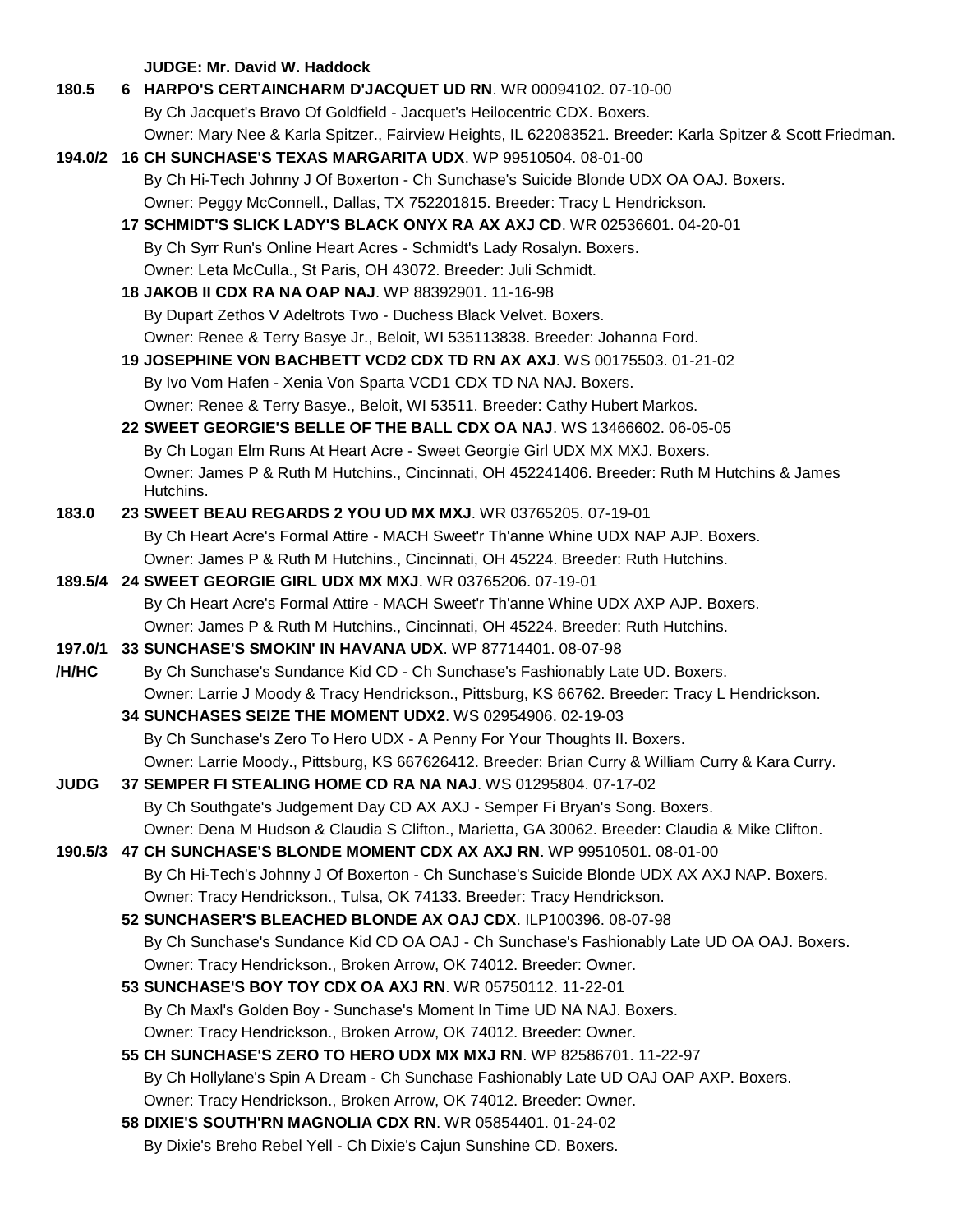**JUDGE: Mr. David W. Haddock**

**180.5** 6 **HARPO'S CERTAINCHARM D'JACQUET UD RN**. WR 00094102. 07-10-00
By Ch Jacquet's Bravo Of Goldfield - Jacquet's Heilocentric CDX. Boxers.
Owner: Mary Nee & Karla Spitzer., Fairview Heights, IL 622083521. Breeder: Karla Spitzer & Scott Friedman.

**194.0/2** 16 **CH SUNCHASE'S TEXAS MARGARITA UDX**. WP 99510504. 08-01-00
By Ch Hi-Tech Johnny J Of Boxerton - Ch Sunchase's Suicide Blonde UDX OA OAJ. Boxers.
Owner: Peggy McConnell., Dallas, TX 752201815. Breeder: Tracy L Hendrickson.

17 **SCHMIDT'S SLICK LADY'S BLACK ONYX RA AX AXJ CD**. WR 02536601. 04-20-01
By Ch Syrr Run's Online Heart Acres - Schmidt's Lady Rosalyn. Boxers.
Owner: Leta McCulla., St Paris, OH 43072. Breeder: Juli Schmidt.

18 **JAKOB II CDX RA NA OAP NAJ**. WP 88392901. 11-16-98
By Dupart Zethos V Adeltrots Two - Duchess Black Velvet. Boxers.
Owner: Renee & Terry Basye Jr., Beloit, WI 535113838. Breeder: Johanna Ford.

19 **JOSEPHINE VON BACHBETT VCD2 CDX TD RN AX AXJ**. WS 00175503. 01-21-02
By Ivo Vom Hafen - Xenia Von Sparta VCD1 CDX TD NA NAJ. Boxers.
Owner: Renee & Terry Basye., Beloit, WI 53511. Breeder: Cathy Hubert Markos.

22 **SWEET GEORGIE'S BELLE OF THE BALL CDX OA NAJ**. WS 13466602. 06-05-05
By Ch Logan Elm Runs At Heart Acre - Sweet Georgie Girl UDX MX MXJ. Boxers.
Owner: James P & Ruth M Hutchins., Cincinnati, OH 452241406. Breeder: Ruth M Hutchins & James Hutchins.

**183.0** 23 **SWEET BEAU REGARDS 2 YOU UD MX MXJ**. WR 03765205. 07-19-01
By Ch Heart Acre's Formal Attire - MACH Sweet'r Th'anne Whine UDX NAP AJP. Boxers.
Owner: James P & Ruth M Hutchins., Cincinnati, OH 45224. Breeder: Ruth Hutchins.

**189.5/4** 24 **SWEET GEORGIE GIRL UDX MX MXJ**. WR 03765206. 07-19-01
By Ch Heart Acre's Formal Attire - MACH Sweet'r Th'anne Whine UDX AXP AJP. Boxers.
Owner: James P & Ruth M Hutchins., Cincinnati, OH 45224. Breeder: Ruth Hutchins.

**197.0/1 /H/HC** 33 **SUNCHASE'S SMOKIN' IN HAVANA UDX**. WP 87714401. 08-07-98
By Ch Sunchase's Sundance Kid CD - Ch Sunchase's Fashionably Late UD. Boxers.
Owner: Larrie J Moody & Tracy Hendrickson., Pittsburg, KS 66762. Breeder: Tracy L Hendrickson.

34 **SUNCHASES SEIZE THE MOMENT UDX2**. WS 02954906. 02-19-03
By Ch Sunchase's Zero To Hero UDX - A Penny For Your Thoughts II. Boxers.
Owner: Larrie Moody., Pittsburg, KS 667626412. Breeder: Brian Curry & William Curry & Kara Curry.

**JUDG** 37 **SEMPER FI STEALING HOME CD RA NA NAJ**. WS 01295804. 07-17-02
By Ch Southgate's Judgement Day CD AX AXJ - Semper Fi Bryan's Song. Boxers.
Owner: Dena M Hudson & Claudia S Clifton., Marietta, GA 30062. Breeder: Claudia & Mike Clifton.

**190.5/3** 47 **CH SUNCHASE'S BLONDE MOMENT CDX AX AXJ RN**. WP 99510501. 08-01-00
By Ch Hi-Tech's Johnny J Of Boxerton - Ch Sunchase's Suicide Blonde UDX AX AXJ NAP. Boxers.
Owner: Tracy Hendrickson., Tulsa, OK 74133. Breeder: Tracy Hendrickson.

52 **SUNCHASER'S BLEACHED BLONDE AX OAJ CDX**. ILP100396. 08-07-98
By Ch Sunchase's Sundance Kid CD OA OAJ - Ch Sunchase's Fashionably Late UD OA OAJ. Boxers.
Owner: Tracy Hendrickson., Broken Arrow, OK 74012. Breeder: Owner.

53 **SUNCHASE'S BOY TOY CDX OA AXJ RN**. WR 05750112. 11-22-01
By Ch Maxl's Golden Boy - Sunchase's Moment In Time UD NA NAJ. Boxers.
Owner: Tracy Hendrickson., Broken Arrow, OK 74012. Breeder: Owner.

55 **CH SUNCHASE'S ZERO TO HERO UDX MX MXJ RN**. WP 82586701. 11-22-97
By Ch Hollylane's Spin A Dream - Ch Sunchase Fashionably Late UD OAJ OAP AXP. Boxers.
Owner: Tracy Hendrickson., Broken Arrow, OK 74012. Breeder: Owner.

58 **DIXIE'S SOUTH'RN MAGNOLIA CDX RN**. WR 05854401. 01-24-02
By Dixie's Breho Rebel Yell - Ch Dixie's Cajun Sunshine CD. Boxers.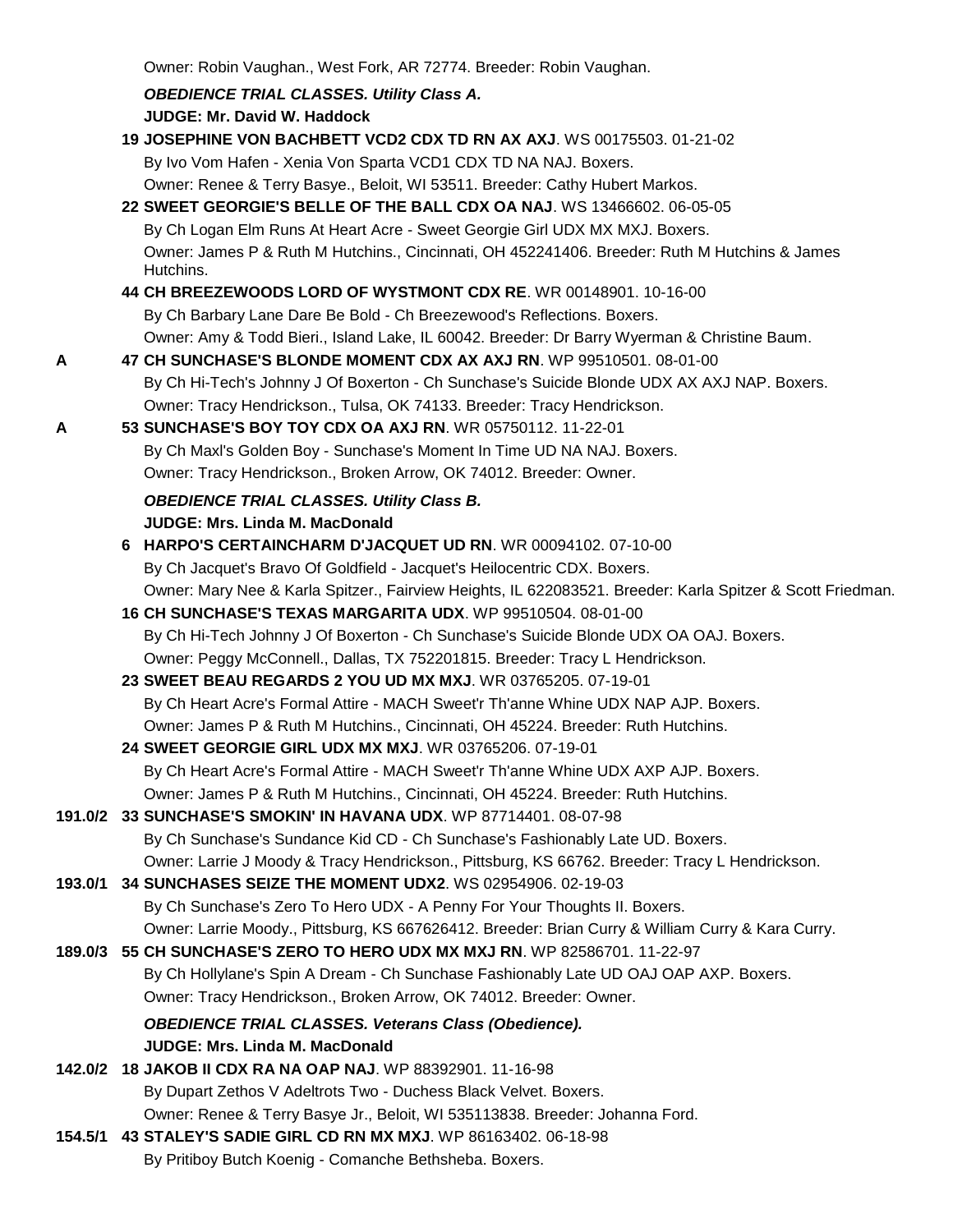Owner: Robin Vaughan., West Fork, AR 72774. Breeder: Robin Vaughan.

***OBEDIENCE TRIAL CLASSES. Utility Class A.***

**JUDGE: Mr. David W. Haddock**

**19 JOSEPHINE VON BACHBETT VCD2 CDX TD RN AX AXJ**. WS 00175503. 01-21-02
By Ivo Vom Hafen - Xenia Von Sparta VCD1 CDX TD NA NAJ. Boxers.
Owner: Renee & Terry Basye., Beloit, WI 53511. Breeder: Cathy Hubert Markos.

**22 SWEET GEORGIE'S BELLE OF THE BALL CDX OA NAJ**. WS 13466602. 06-05-05
By Ch Logan Elm Runs At Heart Acre - Sweet Georgie Girl UDX MX MXJ. Boxers.
Owner: James P & Ruth M Hutchins., Cincinnati, OH 452241406. Breeder: Ruth M Hutchins & James Hutchins.

**44 CH BREEZEWOODS LORD OF WYSTMONT CDX RE**. WR 00148901. 10-16-00
By Ch Barbary Lane Dare Be Bold - Ch Breezewood's Reflections. Boxers.
Owner: Amy & Todd Bieri., Island Lake, IL 60042. Breeder: Dr Barry Wyerman & Christine Baum.

A **47 CH SUNCHASE'S BLONDE MOMENT CDX AX AXJ RN**. WP 99510501. 08-01-00
By Ch Hi-Tech's Johnny J Of Boxerton - Ch Sunchase's Suicide Blonde UDX AX AXJ NAP. Boxers.
Owner: Tracy Hendrickson., Tulsa, OK 74133. Breeder: Tracy Hendrickson.

A **53 SUNCHASE'S BOY TOY CDX OA AXJ RN**. WR 05750112. 11-22-01
By Ch Maxl's Golden Boy - Sunchase's Moment In Time UD NA NAJ. Boxers.
Owner: Tracy Hendrickson., Broken Arrow, OK 74012. Breeder: Owner.

***OBEDIENCE TRIAL CLASSES. Utility Class B.***

**JUDGE: Mrs. Linda M. MacDonald**

**6 HARPO'S CERTAINCHARM D'JACQUET UD RN**. WR 00094102. 07-10-00
By Ch Jacquet's Bravo Of Goldfield - Jacquet's Heilocentric CDX. Boxers.
Owner: Mary Nee & Karla Spitzer., Fairview Heights, IL 622083521. Breeder: Karla Spitzer & Scott Friedman.

**16 CH SUNCHASE'S TEXAS MARGARITA UDX**. WP 99510504. 08-01-00
By Ch Hi-Tech Johnny J Of Boxerton - Ch Sunchase's Suicide Blonde UDX OA OAJ. Boxers.
Owner: Peggy McConnell., Dallas, TX 752201815. Breeder: Tracy L Hendrickson.

**23 SWEET BEAU REGARDS 2 YOU UD MX MXJ**. WR 03765205. 07-19-01
By Ch Heart Acre's Formal Attire - MACH Sweet'r Th'anne Whine UDX NAP AJP. Boxers.
Owner: James P & Ruth M Hutchins., Cincinnati, OH 45224. Breeder: Ruth Hutchins.

**24 SWEET GEORGIE GIRL UDX MX MXJ**. WR 03765206. 07-19-01
By Ch Heart Acre's Formal Attire - MACH Sweet'r Th'anne Whine UDX AXP AJP. Boxers.
Owner: James P & Ruth M Hutchins., Cincinnati, OH 45224. Breeder: Ruth Hutchins.

191.0/2 **33 SUNCHASE'S SMOKIN' IN HAVANA UDX**. WP 87714401. 08-07-98
By Ch Sunchase's Sundance Kid CD - Ch Sunchase's Fashionably Late UD. Boxers.
Owner: Larrie J Moody & Tracy Hendrickson., Pittsburg, KS 66762. Breeder: Tracy L Hendrickson.

193.0/1 **34 SUNCHASES SEIZE THE MOMENT UDX2**. WS 02954906. 02-19-03
By Ch Sunchase's Zero To Hero UDX - A Penny For Your Thoughts II. Boxers.
Owner: Larrie Moody., Pittsburg, KS 667626412. Breeder: Brian Curry & William Curry & Kara Curry.

189.0/3 **55 CH SUNCHASE'S ZERO TO HERO UDX MX MXJ RN**. WP 82586701. 11-22-97
By Ch Hollylane's Spin A Dream - Ch Sunchase Fashionably Late UD OAJ OAP AXP. Boxers.
Owner: Tracy Hendrickson., Broken Arrow, OK 74012. Breeder: Owner.

***OBEDIENCE TRIAL CLASSES. Veterans Class (Obedience).***

**JUDGE: Mrs. Linda M. MacDonald**

142.0/2 **18 JAKOB II CDX RA NA OAP NAJ**. WP 88392901. 11-16-98
By Dupart Zethos V Adeltrots Two - Duchess Black Velvet. Boxers.
Owner: Renee & Terry Basye Jr., Beloit, WI 535113838. Breeder: Johanna Ford.

154.5/1 **43 STALEY'S SADIE GIRL CD RN MX MXJ**. WP 86163402. 06-18-98
By Pritiboy Butch Koenig - Comanche Bethsheba. Boxers.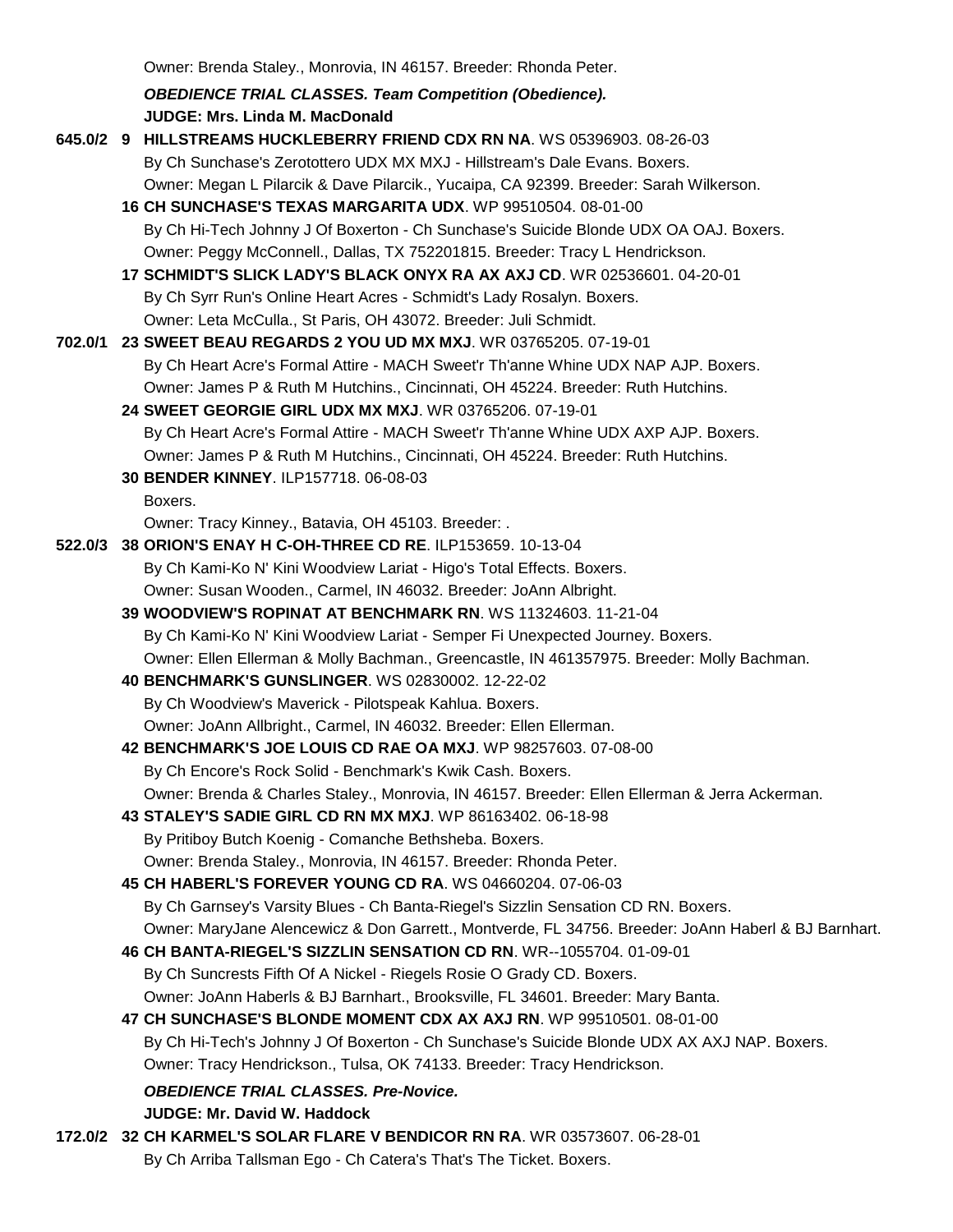Owner: Brenda Staley., Monrovia, IN 46157. Breeder: Rhonda Peter.

***OBEDIENCE TRIAL CLASSES. Team Competition (Obedience).***

**JUDGE: Mrs. Linda M. MacDonald**

**645.0/2 9 HILLSTREAMS HUCKLEBERRY FRIEND CDX RN NA**. WS 05396903. 08-26-03
By Ch Sunchase's Zerotottero UDX MX MXJ - Hillstream's Dale Evans. Boxers.
Owner: Megan L Pilarcik & Dave Pilarcik., Yucaipa, CA 92399. Breeder: Sarah Wilkerson.

**16 CH SUNCHASE'S TEXAS MARGARITA UDX**. WP 99510504. 08-01-00
By Ch Hi-Tech Johnny J Of Boxerton - Ch Sunchase's Suicide Blonde UDX OA OAJ. Boxers.
Owner: Peggy McConnell., Dallas, TX 752201815. Breeder: Tracy L Hendrickson.

**17 SCHMIDT'S SLICK LADY'S BLACK ONYX RA AX AXJ CD**. WR 02536601. 04-20-01
By Ch Syrr Run's Online Heart Acres - Schmidt's Lady Rosalyn. Boxers.
Owner: Leta McCulla., St Paris, OH 43072. Breeder: Juli Schmidt.

**702.0/1 23 SWEET BEAU REGARDS 2 YOU UD MX MXJ**. WR 03765205. 07-19-01
By Ch Heart Acre's Formal Attire - MACH Sweet'r Th'anne Whine UDX NAP AJP. Boxers.
Owner: James P & Ruth M Hutchins., Cincinnati, OH 45224. Breeder: Ruth Hutchins.

**24 SWEET GEORGIE GIRL UDX MX MXJ**. WR 03765206. 07-19-01
By Ch Heart Acre's Formal Attire - MACH Sweet'r Th'anne Whine UDX AXP AJP. Boxers.
Owner: James P & Ruth M Hutchins., Cincinnati, OH 45224. Breeder: Ruth Hutchins.

**30 BENDER KINNEY**. ILP157718. 06-08-03
Boxers.
Owner: Tracy Kinney., Batavia, OH 45103. Breeder: .

**522.0/3 38 ORION'S ENAY H C-OH-THREE CD RE**. ILP153659. 10-13-04
By Ch Kami-Ko N' Kini Woodview Lariat - Higo's Total Effects. Boxers.
Owner: Susan Wooden., Carmel, IN 46032. Breeder: JoAnn Albright.

**39 WOODVIEW'S ROPINAT AT BENCHMARK RN**. WS 11324603. 11-21-04
By Ch Kami-Ko N' Kini Woodview Lariat - Semper Fi Unexpected Journey. Boxers.
Owner: Ellen Ellerman & Molly Bachman., Greencastle, IN 461357975. Breeder: Molly Bachman.

**40 BENCHMARK'S GUNSLINGER**. WS 02830002. 12-22-02
By Ch Woodview's Maverick - Pilotspeak Kahlua. Boxers.
Owner: JoAnn Allbright., Carmel, IN 46032. Breeder: Ellen Ellerman.

**42 BENCHMARK'S JOE LOUIS CD RAE OA MXJ**. WP 98257603. 07-08-00
By Ch Encore's Rock Solid - Benchmark's Kwik Cash. Boxers.
Owner: Brenda & Charles Staley., Monrovia, IN 46157. Breeder: Ellen Ellerman & Jerra Ackerman.

**43 STALEY'S SADIE GIRL CD RN MX MXJ**. WP 86163402. 06-18-98
By Pritiboy Butch Koenig - Comanche Bethsheba. Boxers.
Owner: Brenda Staley., Monrovia, IN 46157. Breeder: Rhonda Peter.

**45 CH HABERL'S FOREVER YOUNG CD RA**. WS 04660204. 07-06-03
By Ch Garnsey's Varsity Blues - Ch Banta-Riegel's Sizzlin Sensation CD RN. Boxers.
Owner: MaryJane Alencewicz & Don Garrett., Montverde, FL 34756. Breeder: JoAnn Haberl & BJ Barnhart.

**46 CH BANTA-RIEGEL'S SIZZLIN SENSATION CD RN**. WR--1055704. 01-09-01
By Ch Suncrests Fifth Of A Nickel - Riegels Rosie O Grady CD. Boxers.
Owner: JoAnn Haberls & BJ Barnhart., Brooksville, FL 34601. Breeder: Mary Banta.

**47 CH SUNCHASE'S BLONDE MOMENT CDX AX AXJ RN**. WP 99510501. 08-01-00
By Ch Hi-Tech's Johnny J Of Boxerton - Ch Sunchase's Suicide Blonde UDX AX AXJ NAP. Boxers.
Owner: Tracy Hendrickson., Tulsa, OK 74133. Breeder: Tracy Hendrickson.

***OBEDIENCE TRIAL CLASSES. Pre-Novice.***

**JUDGE: Mr. David W. Haddock**

**172.0/2 32 CH KARMEL'S SOLAR FLARE V BENDICOR RN RA**. WR 03573607. 06-28-01
By Ch Arriba Tallsman Ego - Ch Catera's That's The Ticket. Boxers.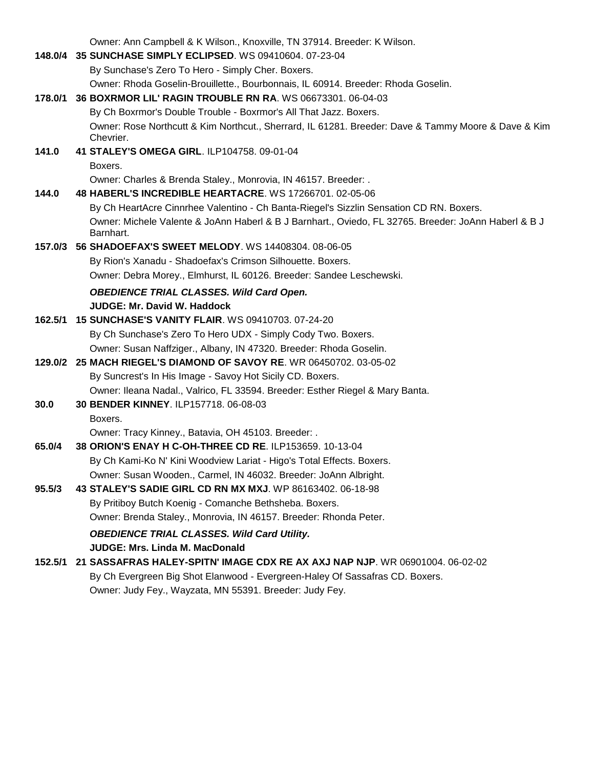Owner: Ann Campbell & K Wilson., Knoxville, TN 37914. Breeder: K Wilson.

**148.0/4** **35 SUNCHASE SIMPLY ECLIPSED**. WS 09410604. 07-23-04
By Sunchase's Zero To Hero - Simply Cher. Boxers.
Owner: Rhoda Goselin-Brouillette., Bourbonnais, IL 60914. Breeder: Rhoda Goselin.

**178.0/1** **36 BOXRMOR LIL' RAGIN TROUBLE RN RA**. WS 06673301. 06-04-03
By Ch Boxrmor's Double Trouble - Boxrmor's All That Jazz. Boxers.
Owner: Rose Northcutt & Kim Northcut., Sherrard, IL 61281. Breeder: Dave & Tammy Moore & Dave & Kim Chevrier.

**141.0** **41 STALEY'S OMEGA GIRL**. ILP104758. 09-01-04
Boxers.
Owner: Charles & Brenda Staley., Monrovia, IN 46157. Breeder: .

**144.0** **48 HABERL'S INCREDIBLE HEARTACRE**. WS 17266701. 02-05-06
By Ch HeartAcre Cinnrhee Valentino - Ch Banta-Riegel's Sizzlin Sensation CD RN. Boxers.
Owner: Michele Valente & JoAnn Haberl & B J Barnhart., Oviedo, FL 32765. Breeder: JoAnn Haberl & B J Barnhart.

**157.0/3** **56 SHADOEFAX'S SWEET MELODY**. WS 14408304. 08-06-05
By Rion's Xanadu - Shadoefax's Crimson Silhouette. Boxers.
Owner: Debra Morey., Elmhurst, IL 60126. Breeder: Sandee Leschewski.

***OBEDIENCE TRIAL CLASSES. Wild Card Open.***

**JUDGE: Mr. David W. Haddock**

**162.5/1** **15 SUNCHASE'S VANITY FLAIR**. WS 09410703. 07-24-20
By Ch Sunchase's Zero To Hero UDX - Simply Cody Two. Boxers.
Owner: Susan Naffziger., Albany, IN 47320. Breeder: Rhoda Goselin.

**129.0/2** **25 MACH RIEGEL'S DIAMOND OF SAVOY RE**. WR 06450702. 03-05-02
By Suncrest's In His Image - Savoy Hot Sicily CD. Boxers.
Owner: Ileana Nadal., Valrico, FL 33594. Breeder: Esther Riegel & Mary Banta.

**30.0** **30 BENDER KINNEY**. ILP157718. 06-08-03
Boxers.
Owner: Tracy Kinney., Batavia, OH 45103. Breeder: .

**65.0/4** **38 ORION'S ENAY H C-OH-THREE CD RE**. ILP153659. 10-13-04
By Ch Kami-Ko N' Kini Woodview Lariat - Higo's Total Effects. Boxers.
Owner: Susan Wooden., Carmel, IN 46032. Breeder: JoAnn Albright.

**95.5/3** **43 STALEY'S SADIE GIRL CD RN MX MXJ**. WP 86163402. 06-18-98
By Pritiboy Butch Koenig - Comanche Bethsheba. Boxers.
Owner: Brenda Staley., Monrovia, IN 46157. Breeder: Rhonda Peter.

***OBEDIENCE TRIAL CLASSES. Wild Card Utility.***

**JUDGE: Mrs. Linda M. MacDonald**

**152.5/1** **21 SASSAFRAS HALEY-SPITN' IMAGE CDX RE AX AXJ NAP NJP**. WR 06901004. 06-02-02
By Ch Evergreen Big Shot Elanwood - Evergreen-Haley Of Sassafras CD. Boxers.
Owner: Judy Fey., Wayzata, MN 55391. Breeder: Judy Fey.